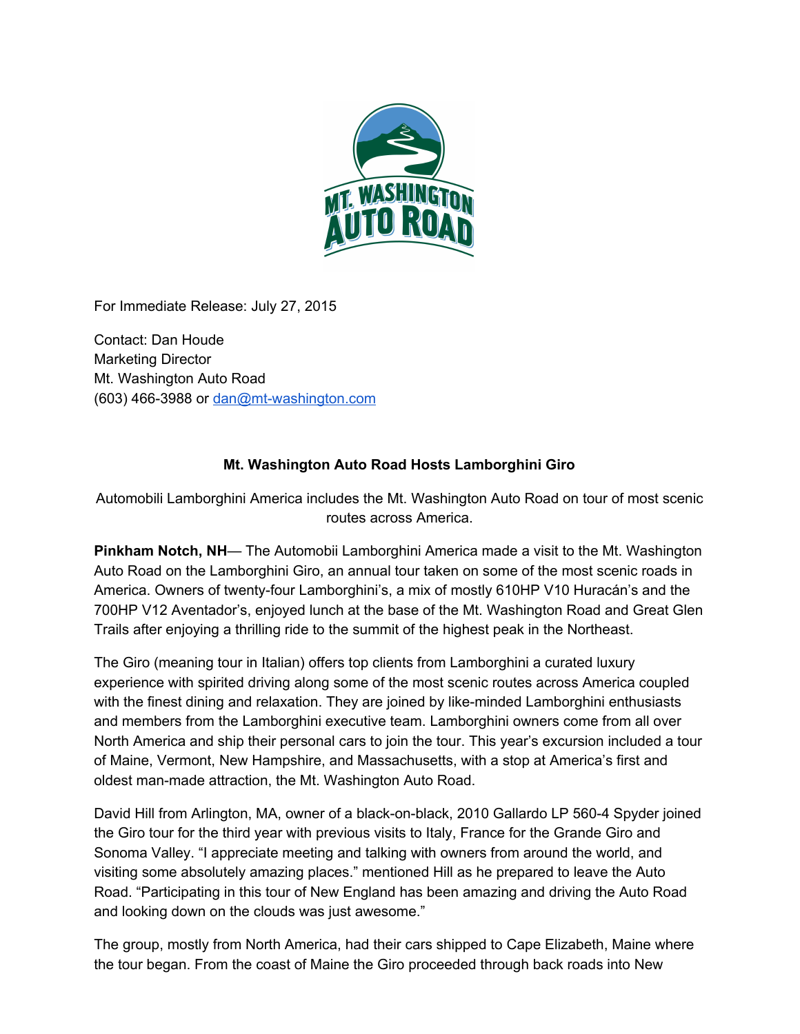For Immediate Release: July 27, 2015

Contact: Dan Houde
Marketing Director
Mt. Washington Auto Road
(603) 466-3988 or dan@mt-washington.com

**Mt. Washington Auto Road Hosts Lamborghini Giro**

Automobili Lamborghini America includes the Mt. Washington Auto Road on tour of most scenic routes across America.

**Pinkham Notch, NH**— The Automobii Lamborghini America made a visit to the Mt. Washington Auto Road on the Lamborghini Giro, an annual tour taken on some of the most scenic roads in America. Owners of twenty-four Lamborghini's, a mix of mostly 610HP V10 Huracán's and the 700HP V12 Aventador's, enjoyed lunch at the base of the Mt. Washington Road and Great Glen Trails after enjoying a thrilling ride to the summit of the highest peak in the Northeast.

The Giro (meaning tour in Italian) offers top clients from Lamborghini a curated luxury experience with spirited driving along some of the most scenic routes across America coupled with the finest dining and relaxation. They are joined by like-minded Lamborghini enthusiasts and members from the Lamborghini executive team. Lamborghini owners come from all over North America and ship their personal cars to join the tour. This year's excursion included a tour of Maine, Vermont, New Hampshire, and Massachusetts, with a stop at America's first and oldest man-made attraction, the Mt. Washington Auto Road.

David Hill from Arlington, MA, owner of a black-on-black, 2010 Gallardo LP 560-4 Spyder joined the Giro tour for the third year with previous visits to Italy, France for the Grande Giro and Sonoma Valley. "I appreciate meeting and talking with owners from around the world, and visiting some absolutely amazing places." mentioned Hill as he prepared to leave the Auto Road. "Participating in this tour of New England has been amazing and driving the Auto Road and looking down on the clouds was just awesome."

The group, mostly from North America, had their cars shipped to Cape Elizabeth, Maine where the tour began. From the coast of Maine the Giro proceeded through back roads into New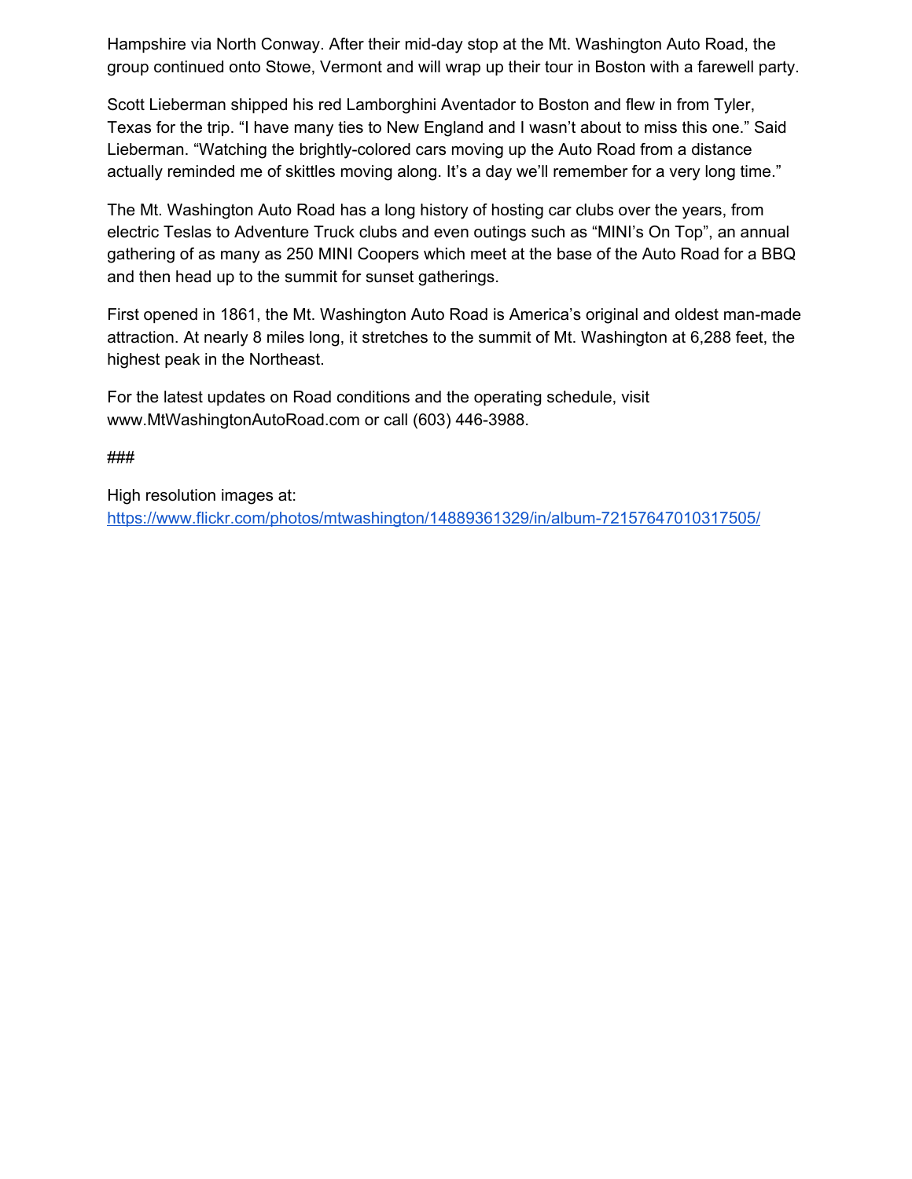Hampshire via North Conway. After their mid-day stop at the Mt. Washington Auto Road, the group continued onto Stowe, Vermont and will wrap up their tour in Boston with a farewell party.

Scott Lieberman shipped his red Lamborghini Aventador to Boston and flew in from Tyler, Texas for the trip. "I have many ties to New England and I wasn't about to miss this one." Said Lieberman. "Watching the brightly-colored cars moving up the Auto Road from a distance actually reminded me of skittles moving along. It's a day we'll remember for a very long time."

The Mt. Washington Auto Road has a long history of hosting car clubs over the years, from electric Teslas to Adventure Truck clubs and even outings such as "MINI's On Top", an annual gathering of as many as 250 MINI Coopers which meet at the base of the Auto Road for a BBQ and then head up to the summit for sunset gatherings.

First opened in 1861, the Mt. Washington Auto Road is America's original and oldest man-made attraction. At nearly 8 miles long, it stretches to the summit of Mt. Washington at 6,288 feet, the highest peak in the Northeast.

For the latest updates on Road conditions and the operating schedule, visit www.MtWashingtonAutoRoad.com or call (603) 446-3988.

###

High resolution images at:
https://www.flickr.com/photos/mtwashington/14889361329/in/album-72157647010317505/